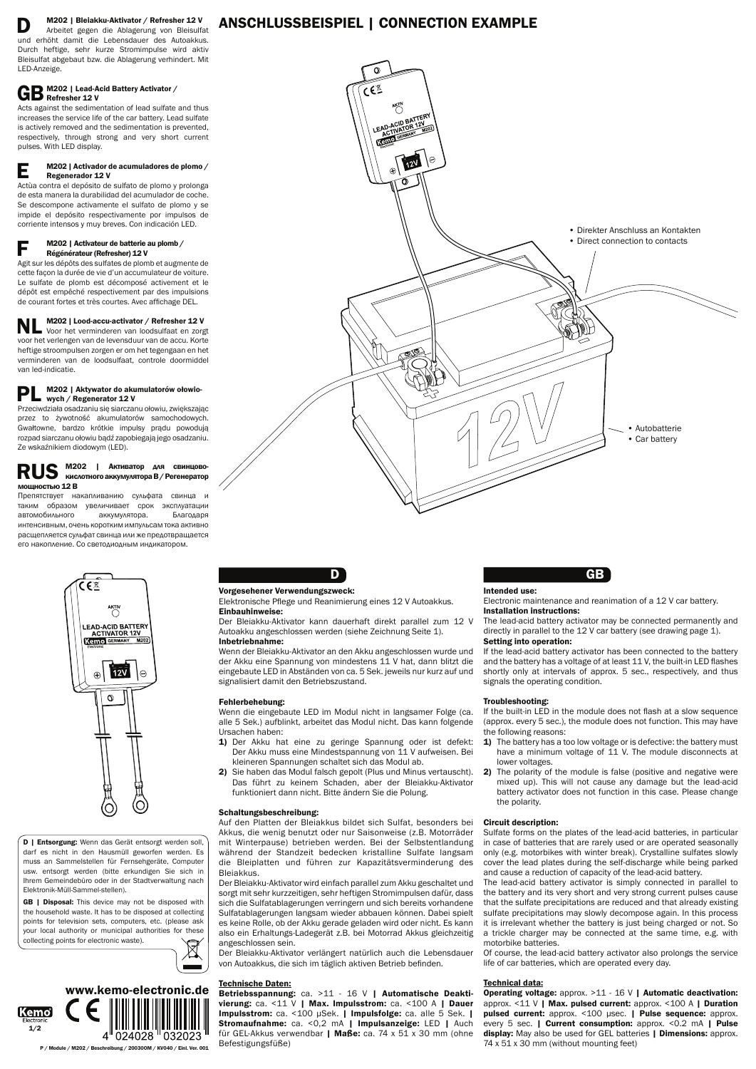## D — M202 | Bleiakku-Aktivator / Refresher 12 V

Arbeitet gegen die Ablagerung von Bleisulfat und erhöht damit die Lebensdauer des Autoakkus. Durch heftige, sehr kurze Stromimpulse wird aktiv Bleisulfat abgebaut bzw. die Ablagerung verhindert. Mit LED-Anzeige.

## GB — M202 | Lead-Acid Battery Activator / Refresher 12 V

Acts against the sedimentation of lead sulfate and thus increases the service life of the car battery. Lead sulfate is actively removed and the sedimentation is prevented, respectively, through strong and very short current pulses. With LED display.

## E — M202 | Activador de acumuladores de plomo / Regenerador 12 V

Actúa contra el depósito de sulfato de plomo y prolonga de esta manera la durabilidad del acumulador de coche. Se descompone activamente el sulfato de plomo y se impide el depósito respectivamente por impulsos de corriente intensos y muy breves. Con indicación LED.

## F — M202 | Activateur de batterie au plomb / Régénérateur (Refresher) 12 V

Agit sur les dépôts des sulfates de plomb et augmente de cette façon la durée de vie d'un accumulateur de voiture. Le sulfate de plomb est décomposé activement et le dépôt est empêché respectivement par des impulsions de courant fortes et très courtes. Avec affichage DEL.

## NL — M202 | Lood-accu-activator / Refresher 12 V

Voor het verminderen van loodsulfaat en zorgt voor het verlengen van de levensduur van de accu. Korte heftige stroompulsen zorgen er om het tegengaan en het verminderen van de loodsulfaat, controle doormiddel van led-indicatie.

## PL — M202 | Aktywator do akumulatorów ołowiowych / Regenerator 12 V

Przeciwdziała osadzaniu się siarczanu ołowiu, zwiększając przez to żywotność akumulatorów samochodowych. Gwałtowne, bardzo krótkie impulsy prądu powodują rozpad siarczanu ołowiu bądź zapobiegają jego osadzaniu. Ze wskaźnikiem diodowym (LED).

## RUS — M202 | Активатор для свинцово-кислотного аккумулятора B / Регенератор мощностью 12 B

Препятствует накапливанию сульфата свинца и таким образом увеличивает срок эксплуатации автомобильного аккумулятора. Благодаря интенсивным, очень коротким импульсам тока активно расщепляется сульфат свинца или же предотвращается его накопление. Со светодиодным индикатором.

# ANSCHLUSSBEISPIEL | CONNECTION EXAMPLE

- Direkter Anschluss an Kontakten
- Direct connection to contacts

- Autobatterie
- Car battery

**D | Entsorgung:** Wenn das Gerät entsorgt werden soll, darf es nicht in den Hausmüll geworfen werden. Es muss an Sammelstellen für Fernsehgeräte, Computer usw. entsorgt werden (bitte erkundigen Sie sich in Ihrem Gemeindebüro oder in der Stadtverwaltung nach Elektronik-Müll-Sammel-stellen).

**GB | Disposal:** This device may not be disposed with the household waste. It has to be disposed at collecting points for television sets, computers, etc. (please ask your local authority or municipal authorities for these collecting points for electronic waste).

www.kemo-electronic.de

4 024028 032023

P / Module / M202 / Beschreibung / 200300M / KV040 / Einl. Ver. 001

## D

**Vorgesehener Verwendungszweck:**
Elektronische Pflege und Reanimierung eines 12 V Autoakkus.

**Einbauhinweise:**
Der Bleiakku-Aktivator kann dauerhaft direkt parallel zum 12 V Autoakku angeschlossen werden (siehe Zeichnung Seite 1).

**Inbetriebnahme:**
Wenn der Bleiakku-Aktivator an den Akku angeschlossen wurde und der Akku eine Spannung von mindestens 11 V hat, dann blitzt die eingebaute LED in Abständen von ca. 5 Sek. jeweils nur kurz auf und signalisiert damit den Betriebszustand.

**Fehlerbehebung:**
Wenn die eingebaute LED im Modul nicht in langsamer Folge (ca. alle 5 Sek.) aufblinkt, arbeitet das Modul nicht. Das kann folgende Ursachen haben:

1) Der Akku hat eine zu geringe Spannung oder ist defekt: Der Akku muss eine Mindestspannung von 11 V aufweisen. Bei kleineren Spannungen schaltet sich das Modul ab.
2) Sie haben das Modul falsch gepolt (Plus und Minus vertauscht). Das führt zu keinem Schaden, aber der Bleiakku-Aktivator funktioniert dann nicht. Bitte ändern Sie die Polung.

**Schaltungsbeschreibung:**
Auf den Platten der Bleiakkus bildet sich Sulfat, besonders bei Akkus, die wenig benutzt oder nur Saisonweise (z.B. Motorräder mit Winterpause) betrieben werden. Bei der Selbstentladung während der Standzeit bedecken kristalline Sulfate langsam die Bleiplatten und führen zur Kapazitätsverminderung des Bleiakkus.

Der Bleiakku-Aktivator wird einfach parallel zum Akku geschaltet und sorgt mit sehr kurzzeitigen, sehr heftigen Stromimpulsen dafür, dass sich die Sulfatablagerungen verringern und sich bereits vorhandene Sulfatablagerungen langsam wieder abbauen können. Dabei spielt es keine Rolle, ob der Akku gerade geladen wird oder nicht. Es kann also ein Erhaltungs-Ladegerät z.B. bei Motorrad Akkus gleichzeitig angeschlossen sein.

Der Bleiakku-Aktivator verlängert natürlich auch die Lebensdauer von Autoakkus, die sich im täglich aktiven Betrieb befinden.

**Technische Daten:**
**Betriebsspannung:** ca. >11 - 16 V **| Automatische Deaktivierung:** ca. <11 V **| Max. Impulsstrom:** ca. <100 A **| Dauer Impulsstrom:** ca. <100 µSek. **| Impulsfolge:** ca. alle 5 Sek. **| Stromaufnahme:** ca. <0,2 mA **| Impulsanzeige:** LED **|** Auch für GEL-Akkus verwendbar **| Maße:** ca. 74 x 51 x 30 mm (ohne Befestigungsfüße)

## GB

**Intended use:**
Electronic maintenance and reanimation of a 12 V car battery.

**Installation instructions:**
The lead-acid battery activator may be connected permanently and directly in parallel to the 12 V car battery (see drawing page 1).

**Setting into operation:**
If the lead-acid battery activator has been connected to the battery and the battery has a voltage of at least 11 V, the built-in LED flashes shortly only at intervals of approx. 5 sec., respectively, and thus signals the operating condition.

**Troubleshooting:**
If the built-in LED in the module does not flash at a slow sequence (approx. every 5 sec.), the module does not function. This may have the following reasons:

1) The battery has a too low voltage or is defective: the battery must have a minimum voltage of 11 V. The module disconnects at lower voltages.
2) The polarity of the module is false (positive and negative were mixed up). This will not cause any damage but the lead-acid battery activator does not function in this case. Please change the polarity.

**Circuit description:**
Sulfate forms on the plates of the lead-acid batteries, in particular in case of batteries that are rarely used or are operated seasonally only (e.g. motorbikes with winter break). Crystalline sulfates slowly cover the lead plates during the self-discharge while being parked and cause a reduction of capacity of the lead-acid battery.

The lead-acid battery activator is simply connected in parallel to the battery and its very short and very strong current pulses cause that the sulfate precipitations are reduced and that already existing sulfate precipitations may slowly decompose again. In this process it is irrelevant whether the battery is just being charged or not. So a trickle charger may be connected at the same time, e.g. with motorbike batteries.

Of course, the lead-acid battery activator also prolongs the service life of car batteries, which are operated every day.

**Technical data:**
**Operating voltage:** approx. >11 - 16 V **| Automatic deactivation:** approx. <11 V **| Max. pulsed current:** approx. <100 A **| Duration pulsed current:** approx. <100 µsec. **| Pulse sequence:** approx. every 5 sec. **| Current consumption:** approx. <0.2 mA **| Pulse display:** May also be used for GEL batteries **| Dimensions:** approx. 74 x 51 x 30 mm (without mounting feet)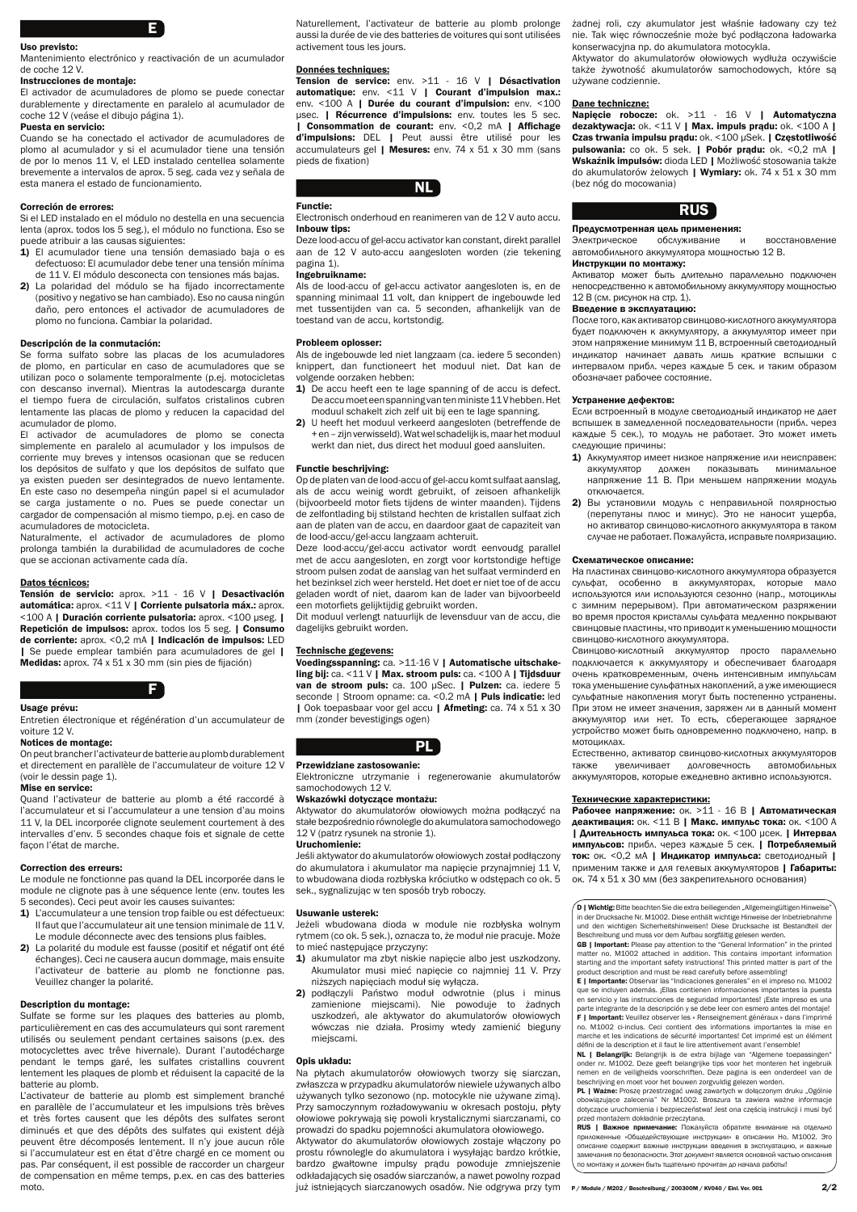# E

### Uso previsto:
Mantenimiento electrónico y reactivación de un acumulador de coche 12 V.

### Instrucciones de montaje:
El activador de acumuladores de plomo se puede conectar durablemente y directamente en paralelo al acumulador de coche 12 V (veáse el dibujo página 1).

### Puesta en servicio:
Cuando se ha conectado el activador de acumuladores de plomo al acumulador y si el acumulador tiene una tensión de por lo menos 11 V, el LED instalado centellea solamente brevemente a intervalos de aprox. 5 seg. cada vez y señala de esta manera el estado de funcionamiento.

### Correción de errores:
Si el LED instalado en el módulo no destella en una secuencia lenta (aprox. todos los 5 seg.), el módulo no funciona. Eso se puede atribuir a las causas siguientes:

1) El acumulador tiene una tensión demasiado baja o es defectuoso: El acumulador debe tener una tensión mínima de 11 V. El módulo desconecta con tensiones más bajas.
2) La polaridad del módulo se ha fijado incorrectamente (positivo y negativo se han cambiado). Eso no causa ningún daño, pero entonces el activador de acumuladores de plomo no funciona. Cambiar la polaridad.

### Descripción de la conmutación:
Se forma sulfato sobre las placas de los acumuladores de plomo, en particular en caso de acumuladores que se utilizan poco o solamente temporalmente (p.ej. motocicletas con descanso invernal). Mientras la autodescarga durante el tiempo fuera de circulación, sulfatos cristalinos cubren lentamente las placas de plomo y reducen la capacidad del acumulador de plomo.

El activador de acumuladores de plomo se conecta simplemente en paralelo al acumulador y los impulsos de corriente muy breves y intensos ocasionan que se reducen los depósitos de sulfato y que los depósitos de sulfato que ya existen pueden ser desintegrados de nuevo lentamente. En este caso no desempeña ningún papel si el acumulador se carga justamente o no. Pues se puede conectar un cargador de compensación al mismo tiempo, p.ej. en caso de acumuladores de motocicleta.

Naturalmente, el activador de acumuladores de plomo prolonga también la durabilidad de acumuladores de coche que se accionan activamente cada día.

### Datos técnicos:
**Tensión de servicio:** aprox. >11 - 16 V **| Desactivación automática:** aprox. <11 V **| Corriente pulsatoria máx.:** aprox. <100 A **| Duración corriente pulsatoria:** aprox. <100 µseg. **| Repetición de impulsos:** aprox. todos los 5 seg. **| Consumo de corriente:** aprox. <0,2 mA **| Indicación de impulsos:** LED **|** Se puede emplear también para acumuladores de gel **| Medidas:** aprox. 74 x 51 x 30 mm (sin pies de fijación)

# F

### Usage prévu:
Entretien électronique et régénération d'un accumulateur de voiture 12 V.

### Notices de montage:
On peut brancher l'activateur de batterie au plomb durablement et directement en parallèle de l'accumulateur de voiture 12 V (voir le dessin page 1).

### Mise en service:
Quand l'activateur de batterie au plomb a été raccordé à l'accumulateur et si l'accumulateur a une tension d'au moins 11 V, la DEL incorporée clignote seulement courtement à des intervalles d'env. 5 secondes chaque fois et signale de cette façon l'état de marche.

### Correction des erreurs:
Le module ne fonctionne pas quand la DEL incorporée dans le module ne clignote pas à une séquence lente (env. toutes les 5 secondes). Ceci peut avoir les causes suivantes:

1) L'accumulateur a une tension trop faible ou est défectueux: Il faut que l'accumulateur ait une tension minimale de 11 V. Le module déconnecte avec des tensions plus faibles.
2) La polarité du module est fausse (positif et négatif ont été échangés). Ceci ne causera aucun dommage, mais ensuite l'activateur de batterie au plomb ne fonctionne pas. Veuillez changer la polarité.

### Description du montage:
Sulfate se forme sur les plaques des batteries au plomb, particulièrement en cas des accumulateurs qui sont rarement utilisés ou seulement pendant certaines saisons (p.ex. des motocyclettes avec trêve hivernale). Durant l'autodécharge pendant le temps garé, les sulfates cristallins couvrent lentement les plaques de plomb et réduisent la capacité de la batterie au plomb.

L'activateur de batterie au plomb est simplement branché en parallèle de l'accumulateur et les impulsions très brèves et très fortes causent que les dépôts des sulfates seront diminués et que des dépôts des sulfates qui existent déjà peuvent être décomposés lentement. Il n'y joue aucun rôle si l'accumulateur est en état d'être chargé en ce moment ou pas. Par conséquent, il est possible de raccorder un chargeur de compensation en même temps, p.ex. en cas des batteries moto.

Naturellement, l'activateur de batterie au plomb prolonge aussi la durée de vie des batteries de voitures qui sont utilisées activement tous les jours.

### Données techniques:
**Tension de service:** env. >11 - 16 V **| Désactivation automatique:** env. <11 V **| Courant d'impulsion max.:** env. <100 A **| Durée du courant d'impulsion:** env. <100 µsec. **| Récurrence d'impulsions:** env. toutes les 5 sec. **| Consommation de courant:** env. <0,2 mA **| Affichage d'impulsions:** DEL **|** Peut aussi être utilisé pour les accumulateurs gel **| Mesures:** env. 74 x 51 x 30 mm (sans pieds de fixation)

# NL

### Functie:
Electronisch onderhoud en reanimeren van de 12 V auto accu.

### Inbouw tips:
Deze lood-accu of gel-accu activator kan constant, direkt parallel aan de 12 V auto-accu aangesloten worden (zie tekening pagina 1).

### Ingebruikname:
Als de lood-accu of gel-accu activator aangesloten is, en de spanning minimaal 11 volt, dan knippert de ingebouwde led met tussentijden van ca. 5 seconden, afhankelijk van de toestand van de accu, kortstondig.

### Probleem oplosser:
Als de ingebouwde led niet langzaam (ca. iedere 5 seconden) knippert, dan functioneert het moduel niet. Dat kan de volgende oorzaken hebben:

1) De accu heeft een te lage spanning of de accu is defect. De accu moet een spanning van ten ministe 11 V hebben. Het moduul schakelt zich zelf uit bij een te lage spanning.
2) U heeft het moduul verkeerd aangesloten (betreffende de + en – zijn verwisseld). Wat wel schadelijk is, maar het moduul werkt dan niet, dus direct het moduul goed aansluiten.

### Functie beschrijving:
Op de platen van de lood-accu of gel-accu komt sulfaat aanslag, als de accu weinig wordt gebruikt, of zeizoen afhankelijk (bijvoorbeeld motor fiets tijdens de winter maanden). Tijdens de zelfontlading bij stilstand hechten de kristallen sulfaat zich aan de platen van de accu, en daardoor gaat de capaziteit van de lood-accu/gel-accu langzaam achteruit.

Deze lood-accu/gel-accu activator wordt eenvoudg parallel met de accu aangesloten, en zorgt voor kortstondige heftige stroom pulsen zodat de aanslag van het sulfaat verminderd en het bezinksel zich weer hersteld. Het doet er niet toe of de accu geladen wordt of niet, daarom kan de lader van bijvoorbeeld een motorfiets gelijktijdig gebruikt worden.

Dit moduul verlengt natuurlijk de levensduur van de accu, die dagelijks gebruikt worden.

### Technische gegevens:
**Voedingsspanning:** ca. >11-16 V **| Automatische uitschakeling bij:** ca. <11 V **| Max. stroom puls:** ca. <100 A **| Tijdsduur van de stroom puls:** ca. 100 µSec. **| Pulzen:** ca. iedere 5 seconde | Stroom opname: ca. <0.2 mA **| Puls indicatie:** led **|** Ook toepasbaar voor gel accu **| Afmeting:** ca. 74 x 51 x 30 mm (zonder bevestigings ogen)

# PL

### Przewidziane zastosowanie:
Elektroniczne utrzymanie i regenerowanie akumulatorów samochodowych 12 V.

### Wskazówki dotyczące montażu:
Aktywator do akumulatorów ołowiowych można podłączyć na stałe bezpośrednio równolegle do akumulatora samochodowego 12 V (patrz rysunek na stronie 1).

### Uruchomienie:
Jeśli aktywator do akumulatorów ołowiowych został podłączony do akumulatora i akumulator ma napięcie przynajmniej 11 V, to wbudowana dioda rozbłyska króciutko w odstępach co ok. 5 sek., sygnalizując w ten sposób tryb roboczy.

### Usuwanie usterek:
Jeżeli wbudowana dioda w module nie rozbłyska wolnym rytmem (co ok. 5 sek.), oznacza to, że moduł nie pracuje. Może to mieć następujące przyczyny:

1) akumulator ma zbyt niskie napięcie albo jest uszkodzony. Akumulator musi mieć napięcie co najmniej 11 V. Przy niższych napięciach moduł się wyłącza.
2) podłączyli Państwo moduł odwrotnie (plus i minus zamienione miejscami). Nie powoduje to żadnych uszkodzeń, ale aktywator do akumulatorów ołowiowych wówczas nie działa. Prosimy wtedy zamienić bieguny miejscami.

### Opis układu:
Na płytach akumulatorów ołowiowych tworzy się siarczan, zwłaszcza w przypadku akumulatorów niewiele używanych albo używanych tylko sezonowo (np. motocykle nie używane zimą). Przy samoczynnym rozładowywaniu w okresach postoju, płyty ołowiowe pokrywają się powoli krystalicznymi siarczanami, co prowadzi do spadku pojemności akumulatora ołowiowego.

Aktywator do akumulatorów ołowiowych zostaje włączony po prostu równolegle do akumulatora i wysyłając bardzo krótkie, bardzo gwałtowne impulsy prądu powoduje zmniejszenie odkładających się osadów siarczanów, a nawet powolny rozpad już istniejących siarczanowych osadów. Nie odgrywa przy tym żadnej roli, czy akumulator jest właśnie ładowany czy też nie. Tak więc równocześnie może być podłączona ładowarka konserwacyjna np. do akumulatora motocykla.

Aktywator do akumulatorów ołowiowych wydłuża oczywiście także żywotność akumulatorów samochodowych, które są używane codziennie.

### Dane techniczne:
**Napięcie robocze:** ok. >11 - 16 V **| Automatyczna dezaktywacja:** ok. <11 V **| Max. impuls prądu:** ok. <100 A **| Czas trwania impulsu prądu:** ok. <100 µSek. **| Częstotliwość pulsowania:** co ok. 5 sek. **| Pobór prądu:** ok. <0,2 mA **| Wskaźnik impulsów:** dioda LED **|** Możliwość stosowania także do akumulatorów żelowych **| Wymiary:** ok. 74 x 51 x 30 mm (bez nóg do mocowania)

# RUS

### Предусмотренная цель применения:
Электрическое обслуживание и восстановление автомобильного аккумулятора мощностью 12 В.

### Инструкции по монтажу:
Активатор может быть длительно параллельно подключен непосредственно к автомобильному аккумулятору мощностью 12 В (см. рисунок на стр. 1).

### Введение в эксплуатацию:
После того, как активатор свинцово-кислотного аккумулятора будет подключен к аккумулятору, а аккумулятор имеет при этом напряжение минимум 11 В, встроенный светодиодный индикатор начинает давать лишь краткие вспышки с интервалом прибл. через каждые 5 сек. и таким образом обозначает рабочее состояние.

### Устранение дефектов:
Если встроенный в модуле светодиодный индикатор не дает вспышек в замедленной последовательности (прибл. через каждые 5 сек.), то модуль не работает. Это может иметь следующие причины:

1) Аккумулятор имеет низкое напряжение или неисправен: аккумулятор должен показывать минимальное напряжение 11 В. При меньшем напряжении модуль отключается.
2) Вы установили модуль с неправильной полярностью (перепутаны плюс и минус). Это не наносит ущерба, но активатор свинцово-кислотного аккумулятора в таком случае не работает. Пожалуйста, исправьте поляризацию.

### Схематическое описание:
На пластинах свинцово-кислотного аккумулятора образуется сульфат, особенно в аккумуляторах, которые мало используются или используются сезонно (напр., мотоциклы с зимним перерывом). При автоматическом разряжении во время простоя кристаллы сульфата медленно покрывают свинцовые пластины, что приводит к уменьшению мощности свинцово-кислотного аккумулятора.

Свинцово-кислотный аккумулятор просто параллельно подключается к аккумулятору и обеспечивает благодаря очень кратковременным, очень интенсивным импульсам тока уменьшение сульфатных накоплений, а уже имеющиеся сульфатные накопления могут быть постепенно устранены. При этом не имеет значения, заряжен ли в данный момент аккумулятор или нет. То есть, сберегающее зарядное устройство может быть одновременно подключено, напр. в мотоциклах.

Естественно, активатор свинцово-кислотных аккумуляторов также увеличивает долговечность автомобильных аккумуляторов, которые ежедневно активно используются.

### Технические характеристики:
**Рабочее напряжение:** ок. >11 - 16 В **| Автоматическая деактивация:** ок. <11 В **| Макс. импульс тока:** ок. <100 А **| Длительность импульса тока:** ок. <100 µсек. **| Интервал импульсов:** прибл. через каждые 5 сек. **| Потребляемый ток:** ок. <0,2 мА **| Индикатор импульса:** светодиодный **|** применим также и для гелевых аккумуляторов **| Габариты:** ок. 74 x 51 x 30 мм (без закрепительного основания)

---

**D | Wichtig:** Bitte beachten Sie die extra beiliegenden „Allgemeingültigen Hinweise" in der Drucksache Nr. M1002. Diese enthält wichtige Hinweise der Inbetriebnahme und den wichtigen Sicherheitshinweisen! Diese Drucksache ist Bestandteil der Beschreibung und muss vor dem Aufbau sorgfältig gelesen werden.

**GB | Important:** Please pay attention to the "General Information" in the printed matter no. M1002 attached in addition. This contains important information starting and the important safety instructions! This printed matter is part of the product description and must be read carefully before assembling!

**E | Importante:** Observar las "Indicaciones generales" en el impreso no. M1002 que se incluyen además. ¡Ellas contienen informaciones importantes la puesta en servicio y las instrucciones de seguridad importantes! ¡Este impreso es una parte integrante de la descripción y se debe leer con esmero antes del montaje!

**F | Important:** Veuillez observer les « Renseignement généraux » dans l'imprimé no. M1002 ci-inclus. Ceci contient des informations importantes la mise en marche et les indications de sécurité importantes! Cet imprimé est un élément défini de la description et il faut le lire attentivement avant l'ensemble!

**NL | Belangrijk:** Belangrijk is de extra bijlage van "Algemene toepassingen" onder nr. M1002. Deze geeft belangrijke tips voor het monteren het ingebruik nemen en de veiligheids voorschriften. Deze pagina is een onderdeel van de beschrijving en moet voor het bouwen zorgvuldig gelezen worden.

**PL | Ważne:** Proszę przestrzegać uwag zawartych w dołączonym druku „Ogólnie obowiązujące zalecenia" Nr M1002. Broszura ta zawiera ważne informacje dotyczące uruchomienia i bezpieczeństwa! Jest ona częścią instrukcji i musi być przed montażem dokładnie przeczytana.

**RUS | Важное примечание:** Пожалуйста обратите внимание на отдельно приложенные «Общедействующие инструкции» в описании Но. M1002. Это описание содержит важные инструкции введения в эксплуатацию, и важные замечания по безопасности. Этот документ является основной частью описания по монтажу и должен быть тщательно прочитан до начала работы!

P / Module / M202 / Beschreibung / 200300M / KV040 / Einl. Ver. 001